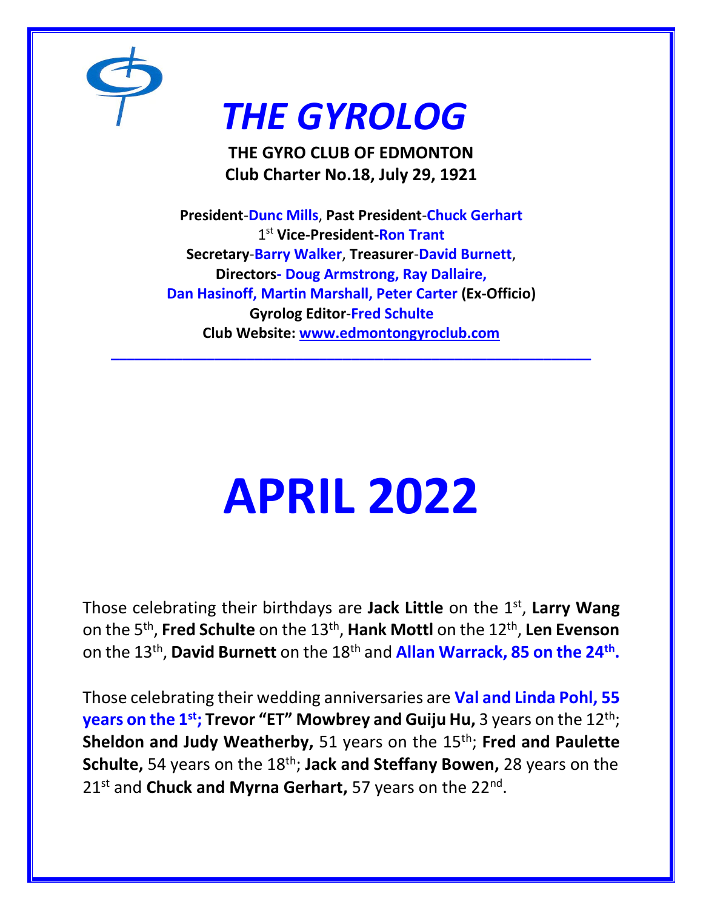# *THE GYROLOG*

**THE GYRO CLUB OF EDMONTON**
**Club Charter No.18, July 29, 1921**

**President-Dunc Mills**, **Past President-Chuck Gerhart**
**1st Vice-President-Ron Trant**
**Secretary-Barry Walker**, **Treasurer-David Burnett**,
**Directors- Doug Armstrong, Ray Dallaire,**
**Dan Hasinoff, Martin Marshall, Peter Carter (Ex-Officio)**
**Gyrolog Editor-Fred Schulte**
**Club Website: www.edmontongyroclub.com**

---

# APRIL 2022

Those celebrating their birthdays are **Jack Little** on the 1st, **Larry Wang** on the 5th, **Fred Schulte** on the 13th, **Hank Mottl** on the 12th, **Len Evenson** on the 13th, **David Burnett** on the 18th and **Allan Warrack, 85 on the 24th.**

Those celebrating their wedding anniversaries are **Val and Linda Pohl, 55 years on the 1st; Trevor "ET" Mowbrey and Guiju Hu,** 3 years on the 12th; **Sheldon and Judy Weatherby,** 51 years on the 15th; **Fred and Paulette Schulte,** 54 years on the 18th; **Jack and Steffany Bowen,** 28 years on the 21st and **Chuck and Myrna Gerhart,** 57 years on the 22nd.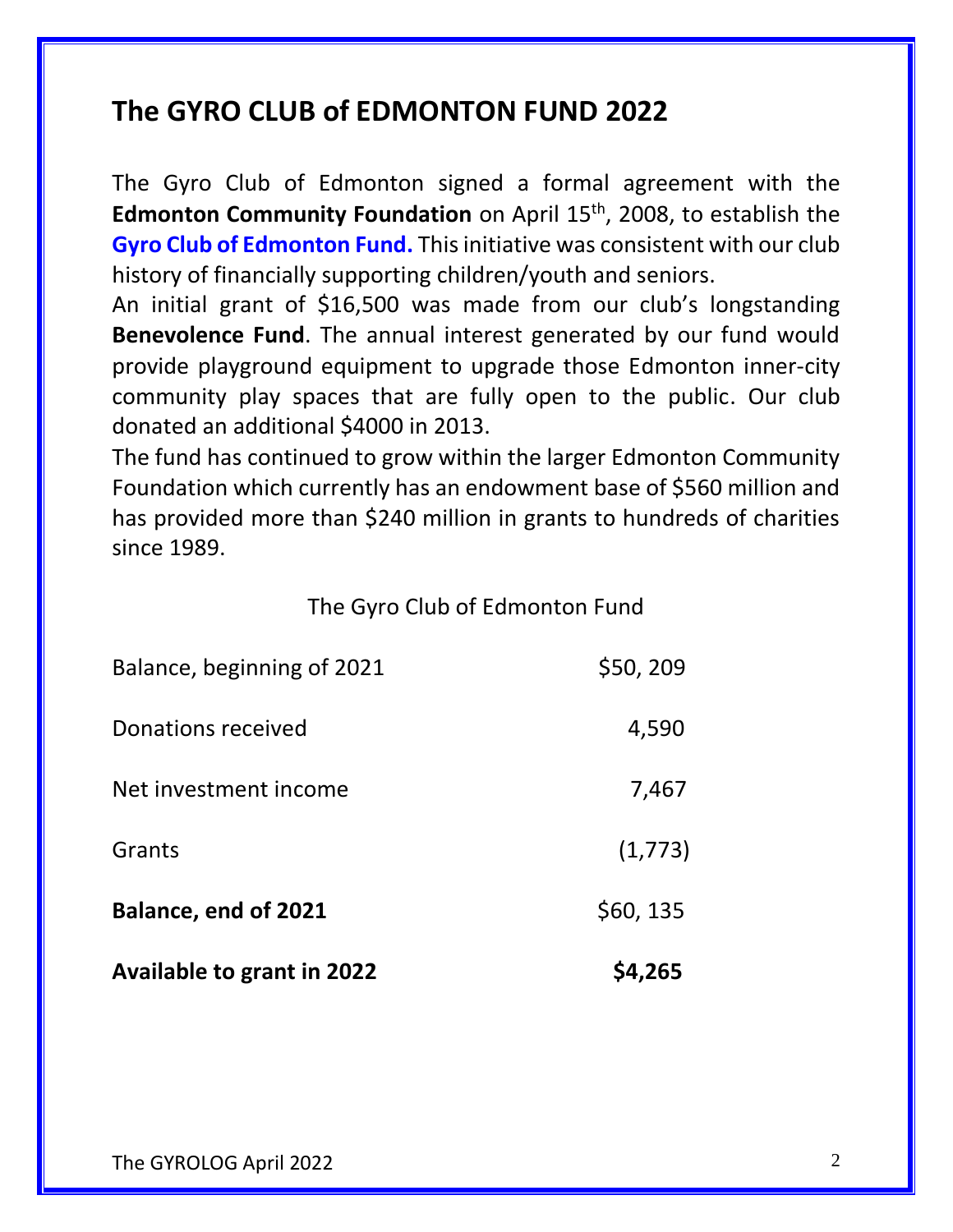## The GYRO CLUB of EDMONTON FUND 2022

The Gyro Club of Edmonton signed a formal agreement with the **Edmonton Community Foundation** on April 15th, 2008, to establish the **Gyro Club of Edmonton Fund.** This initiative was consistent with our club history of financially supporting children/youth and seniors.

An initial grant of $16,500 was made from our club's longstanding **Benevolence Fund**. The annual interest generated by our fund would provide playground equipment to upgrade those Edmonton inner-city community play spaces that are fully open to the public. Our club donated an additional $4000 in 2013.

The fund has continued to grow within the larger Edmonton Community Foundation which currently has an endowment base of $560 million and has provided more than $240 million in grants to hundreds of charities since 1989.

The Gyro Club of Edmonton Fund

| | |
|---|---|
| Balance, beginning of 2021 | $50, 209 |
| Donations received | 4,590 |
| Net investment income | 7,467 |
| Grants | (1,773) |
| **Balance, end of 2021** | $60, 135 |
| **Available to grant in 2022** | **$4,265** |

The GYROLOG April 2022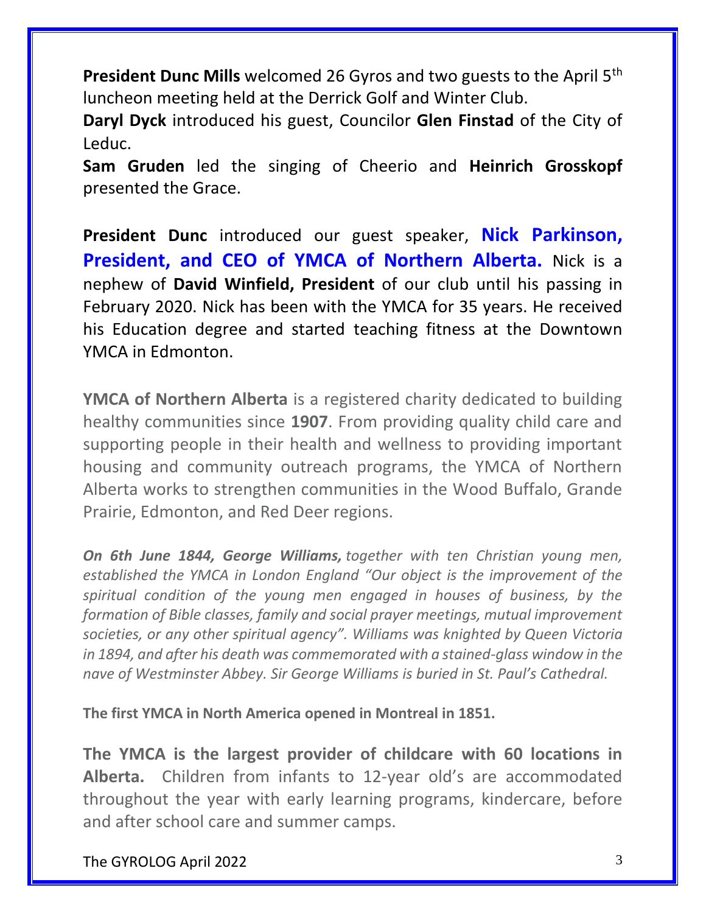**President Dunc Mills** welcomed 26 Gyros and two guests to the April 5th luncheon meeting held at the Derrick Golf and Winter Club.

**Daryl Dyck** introduced his guest, Councilor **Glen Finstad** of the City of Leduc.

**Sam Gruden** led the singing of Cheerio and **Heinrich Grosskopf** presented the Grace.

**President Dunc** introduced our guest speaker, **Nick Parkinson, President, and CEO of YMCA of Northern Alberta.** Nick is a nephew of **David Winfield, President** of our club until his passing in February 2020. Nick has been with the YMCA for 35 years. He received his Education degree and started teaching fitness at the Downtown YMCA in Edmonton.

**YMCA of Northern Alberta** is a registered charity dedicated to building healthy communities since **1907**. From providing quality child care and supporting people in their health and wellness to providing important housing and community outreach programs, the YMCA of Northern Alberta works to strengthen communities in the Wood Buffalo, Grande Prairie, Edmonton, and Red Deer regions.

***On 6th June 1844, George Williams,*** *together with ten Christian young men, established the YMCA in London England "Our object is the improvement of the spiritual condition of the young men engaged in houses of business, by the formation of Bible classes, family and social prayer meetings, mutual improvement societies, or any other spiritual agency". Williams was knighted by Queen Victoria in 1894, and after his death was commemorated with a stained-glass window in the nave of Westminster Abbey. Sir George Williams is buried in St. Paul's Cathedral.*

**The first YMCA in North America opened in Montreal in 1851.**

**The YMCA is the largest provider of childcare with 60 locations in Alberta.** Children from infants to 12-year old's are accommodated throughout the year with early learning programs, kindercare, before and after school care and summer camps.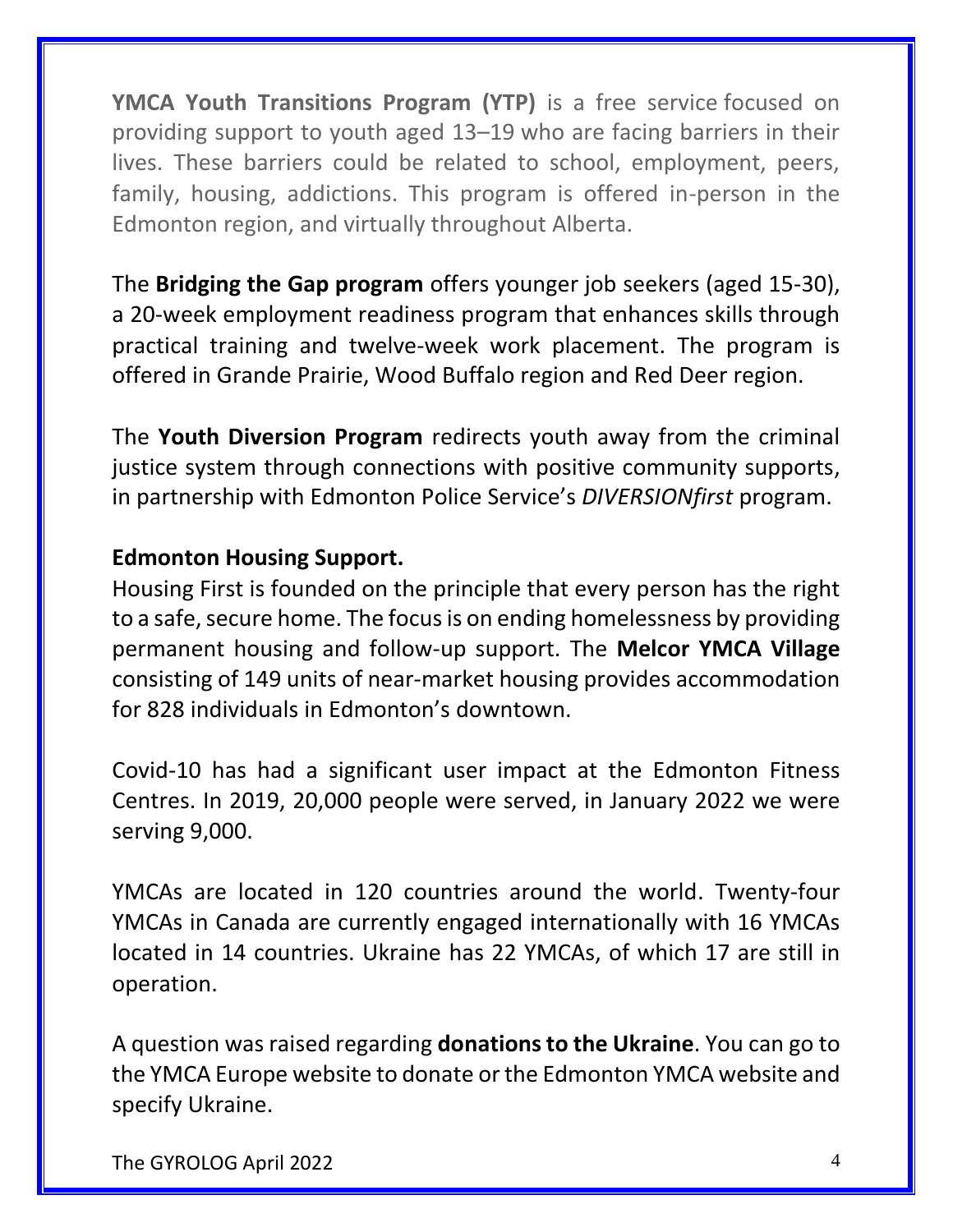**YMCA Youth Transitions Program (YTP)** is a free service focused on providing support to youth aged 13–19 who are facing barriers in their lives. These barriers could be related to school, employment, peers, family, housing, addictions. This program is offered in-person in the Edmonton region, and virtually throughout Alberta.

The **Bridging the Gap program** offers younger job seekers (aged 15-30), a 20-week employment readiness program that enhances skills through practical training and twelve-week work placement. The program is offered in Grande Prairie, Wood Buffalo region and Red Deer region.

The **Youth Diversion Program** redirects youth away from the criminal justice system through connections with positive community supports, in partnership with Edmonton Police Service's *DIVERSIONfirst* program.

**Edmonton Housing Support.**

Housing First is founded on the principle that every person has the right to a safe, secure home. The focus is on ending homelessness by providing permanent housing and follow-up support. The **Melcor YMCA Village** consisting of 149 units of near-market housing provides accommodation for 828 individuals in Edmonton's downtown.

Covid-10 has had a significant user impact at the Edmonton Fitness Centres. In 2019, 20,000 people were served, in January 2022 we were serving 9,000.

YMCAs are located in 120 countries around the world. Twenty-four YMCAs in Canada are currently engaged internationally with 16 YMCAs located in 14 countries. Ukraine has 22 YMCAs, of which 17 are still in operation.

A question was raised regarding **donations to the Ukraine**. You can go to the YMCA Europe website to donate or the Edmonton YMCA website and specify Ukraine.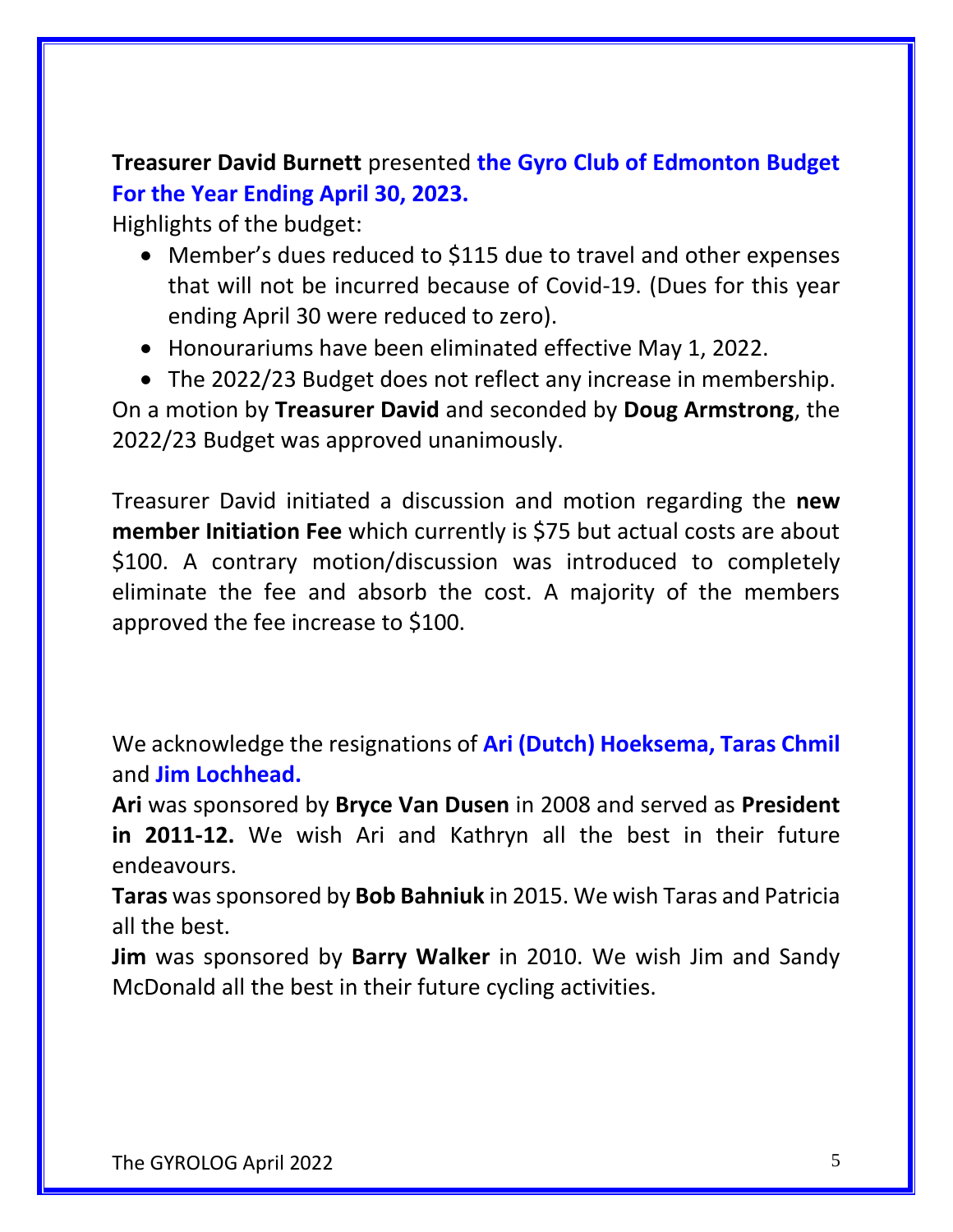**Treasurer David Burnett** presented **the Gyro Club of Edmonton Budget For the Year Ending April 30, 2023.**

Highlights of the budget:

- Member's dues reduced to $115 due to travel and other expenses that will not be incurred because of Covid-19. (Dues for this year ending April 30 were reduced to zero).
- Honourariums have been eliminated effective May 1, 2022.
- The 2022/23 Budget does not reflect any increase in membership.

On a motion by **Treasurer David** and seconded by **Doug Armstrong**, the 2022/23 Budget was approved unanimously.

Treasurer David initiated a discussion and motion regarding the **new member Initiation Fee** which currently is $75 but actual costs are about $100. A contrary motion/discussion was introduced to completely eliminate the fee and absorb the cost. A majority of the members approved the fee increase to $100.

We acknowledge the resignations of **Ari (Dutch) Hoeksema, Taras Chmil** and **Jim Lochhead.**

**Ari** was sponsored by **Bryce Van Dusen** in 2008 and served as **President in 2011-12.** We wish Ari and Kathryn all the best in their future endeavours.

**Taras** was sponsored by **Bob Bahniuk** in 2015. We wish Taras and Patricia all the best.

**Jim** was sponsored by **Barry Walker** in 2010. We wish Jim and Sandy McDonald all the best in their future cycling activities.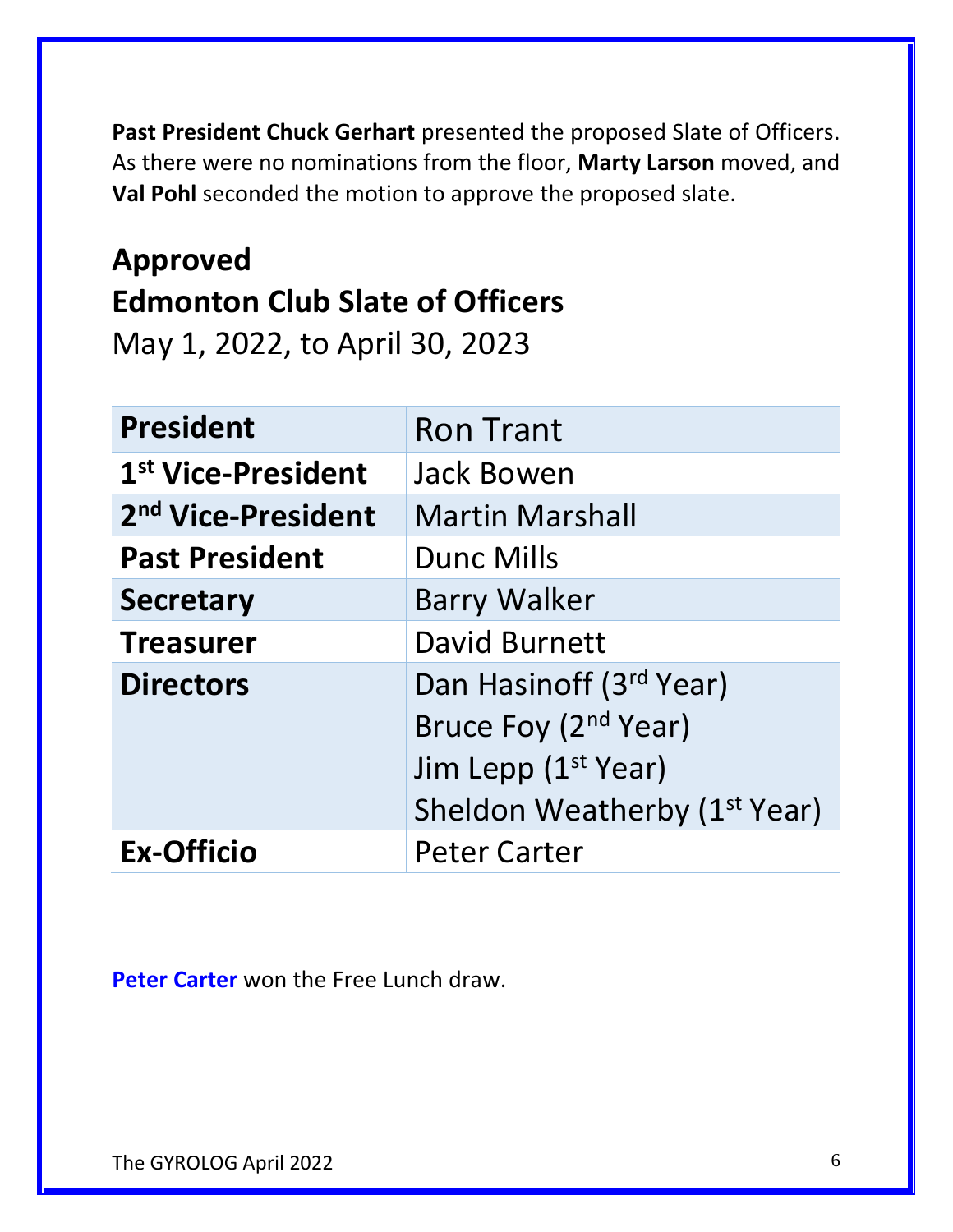**Past President Chuck Gerhart** presented the proposed Slate of Officers. As there were no nominations from the floor, **Marty Larson** moved, and **Val Pohl** seconded the motion to approve the proposed slate.

## Approved
## Edmonton Club Slate of Officers

May 1, 2022, to April 30, 2023

| | |
|---|---|
| **President** | Ron Trant |
| **1st Vice-President** | Jack Bowen |
| **2nd Vice-President** | Martin Marshall |
| **Past President** | Dunc Mills |
| **Secretary** | Barry Walker |
| **Treasurer** | David Burnett |
| **Directors** | Dan Hasinoff (3rd Year)<br>Bruce Foy (2nd Year)<br>Jim Lepp (1st Year)<br>Sheldon Weatherby (1st Year) |
| **Ex-Officio** | Peter Carter |

**Peter Carter** won the Free Lunch draw.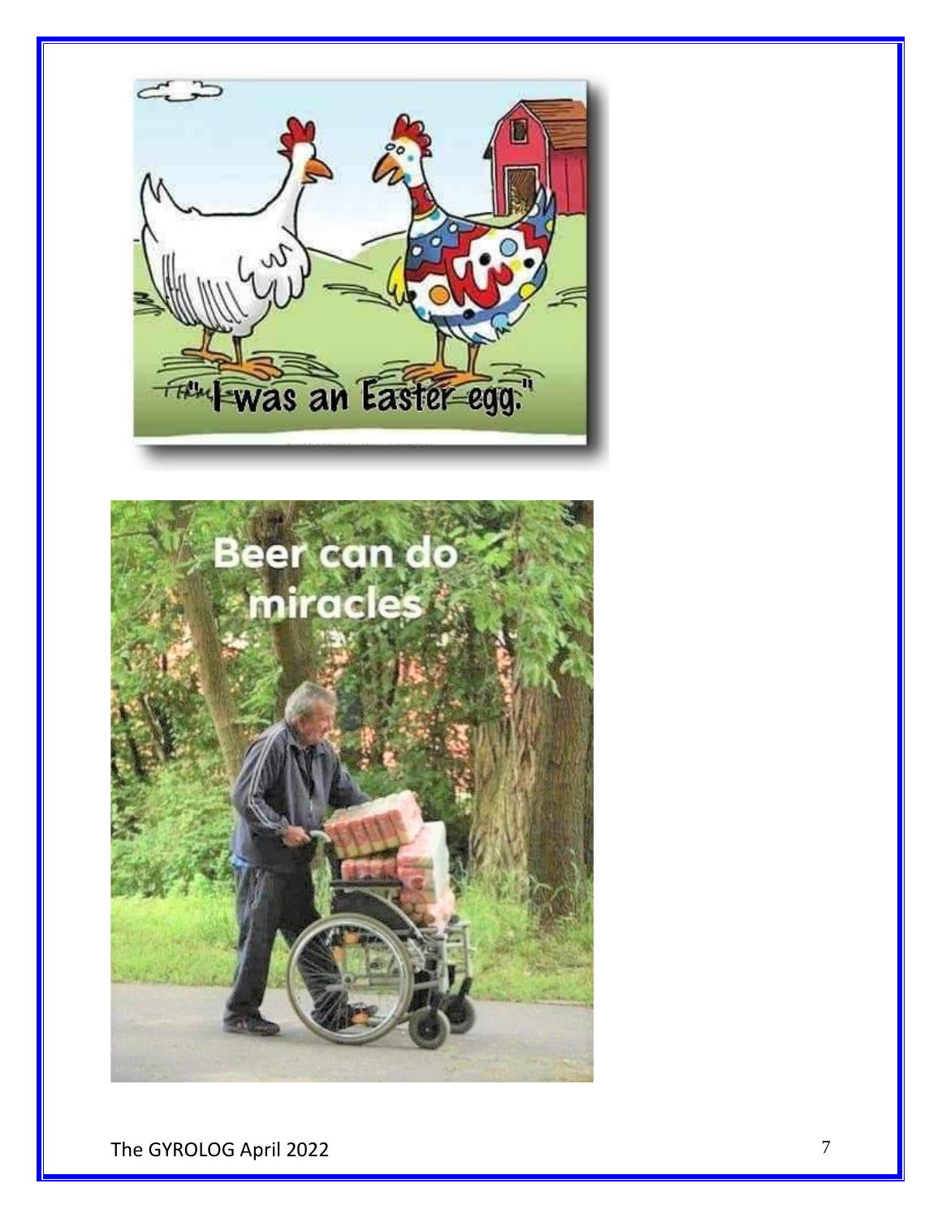"I was an Easter egg."

Beer can do miracles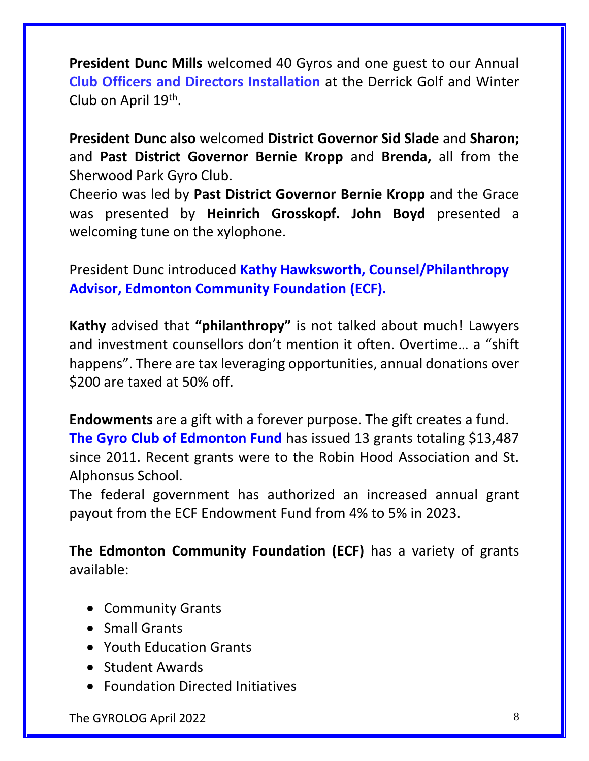**President Dunc Mills** welcomed 40 Gyros and one guest to our Annual **Club Officers and Directors Installation** at the Derrick Golf and Winter Club on April 19th.

**President Dunc also** welcomed **District Governor Sid Slade** and **Sharon;** and **Past District Governor Bernie Kropp** and **Brenda,** all from the Sherwood Park Gyro Club.

Cheerio was led by **Past District Governor Bernie Kropp** and the Grace was presented by **Heinrich Grosskopf. John Boyd** presented a welcoming tune on the xylophone.

President Dunc introduced **Kathy Hawksworth, Counsel/Philanthropy Advisor, Edmonton Community Foundation (ECF).**

**Kathy** advised that **"philanthropy"** is not talked about much! Lawyers and investment counsellors don't mention it often. Overtime… a "shift happens". There are tax leveraging opportunities, annual donations over $200 are taxed at 50% off.

**Endowments** are a gift with a forever purpose. The gift creates a fund.

**The Gyro Club of Edmonton Fund** has issued 13 grants totaling $13,487 since 2011. Recent grants were to the Robin Hood Association and St. Alphonsus School.

The federal government has authorized an increased annual grant payout from the ECF Endowment Fund from 4% to 5% in 2023.

**The Edmonton Community Foundation (ECF)** has a variety of grants available:

- Community Grants
- Small Grants
- Youth Education Grants
- Student Awards
- Foundation Directed Initiatives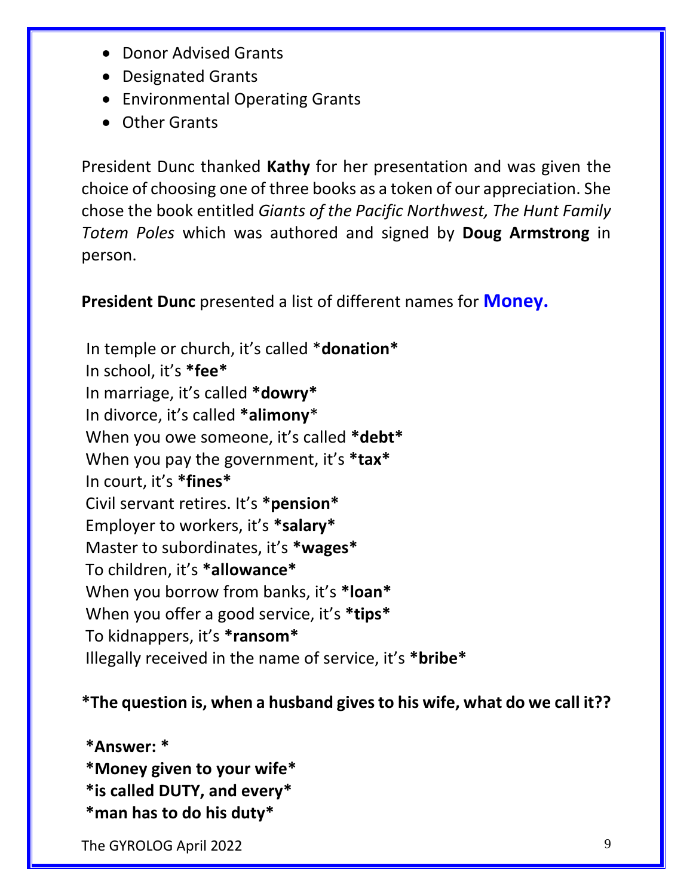- Donor Advised Grants
- Designated Grants
- Environmental Operating Grants
- Other Grants

President Dunc thanked **Kathy** for her presentation and was given the choice of choosing one of three books as a token of our appreciation. She chose the book entitled *Giants of the Pacific Northwest, The Hunt Family Totem Poles* which was authored and signed by **Doug Armstrong** in person.

**President Dunc** presented a list of different names for **Money.**

In temple or church, it's called *__donation__*  
In school, it's **\*fee\***  
In marriage, it's called **\*dowry\***  
In divorce, it's called **\*alimony**\*  
When you owe someone, it's called **\*debt\***  
When you pay the government, it's **\*tax\***  
In court, it's **\*fines\***  
Civil servant retires. It's **\*pension\***  
Employer to workers, it's **\*salary\***  
Master to subordinates, it's **\*wages\***  
To children, it's **\*allowance\***  
When you borrow from banks, it's **\*loan\***  
When you offer a good service, it's **\*tips\***  
To kidnappers, it's **\*ransom\***  
Illegally received in the name of service, it's **\*bribe\***

**\*The question is, when a husband gives to his wife, what do we call it??**

**\*Answer: \***  
**\*Money given to your wife\***  
**\*is called DUTY, and every\***  
**\*man has to do his duty\***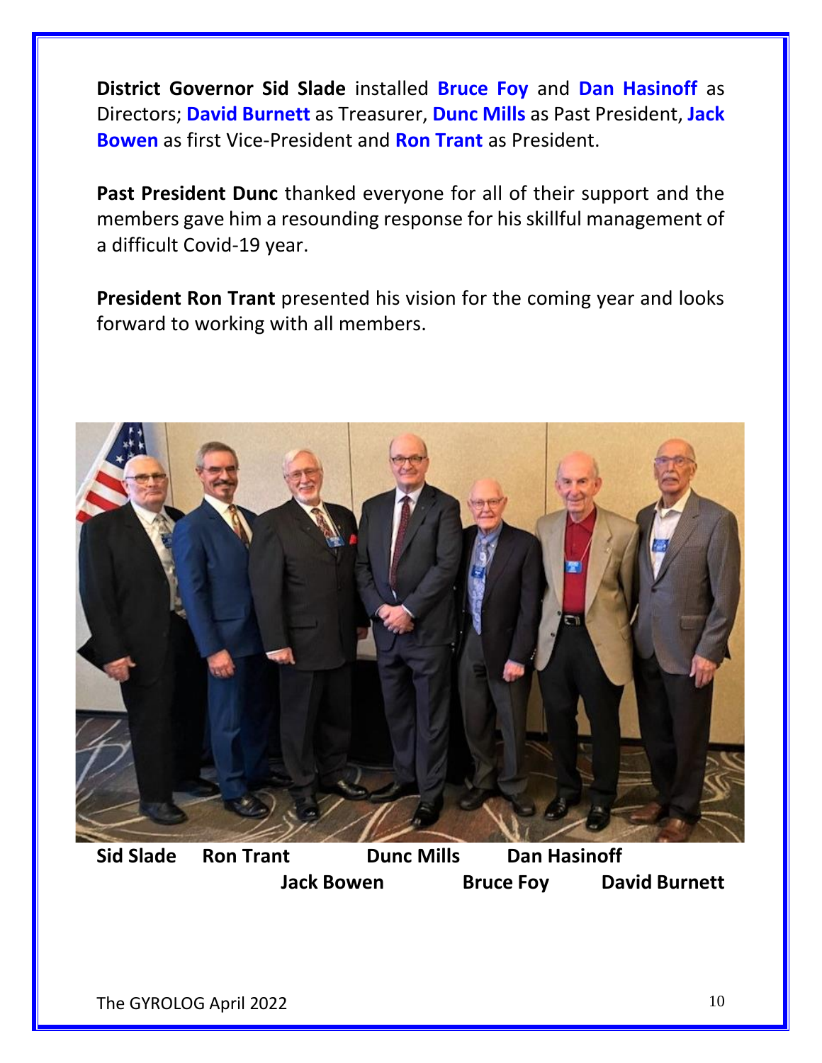**District Governor Sid Slade** installed **Bruce Foy** and **Dan Hasinoff** as Directors; **David Burnett** as Treasurer, **Dunc Mills** as Past President, **Jack Bowen** as first Vice-President and **Ron Trant** as President.

**Past President Dunc** thanked everyone for all of their support and the members gave him a resounding response for his skillful management of a difficult Covid-19 year.

**President Ron Trant** presented his vision for the coming year and looks forward to working with all members.

**Sid Slade Ron Trant Dunc Mills Dan Hasinoff**
**Jack Bowen Bruce Foy David Burnett**

The GYROLOG April 2022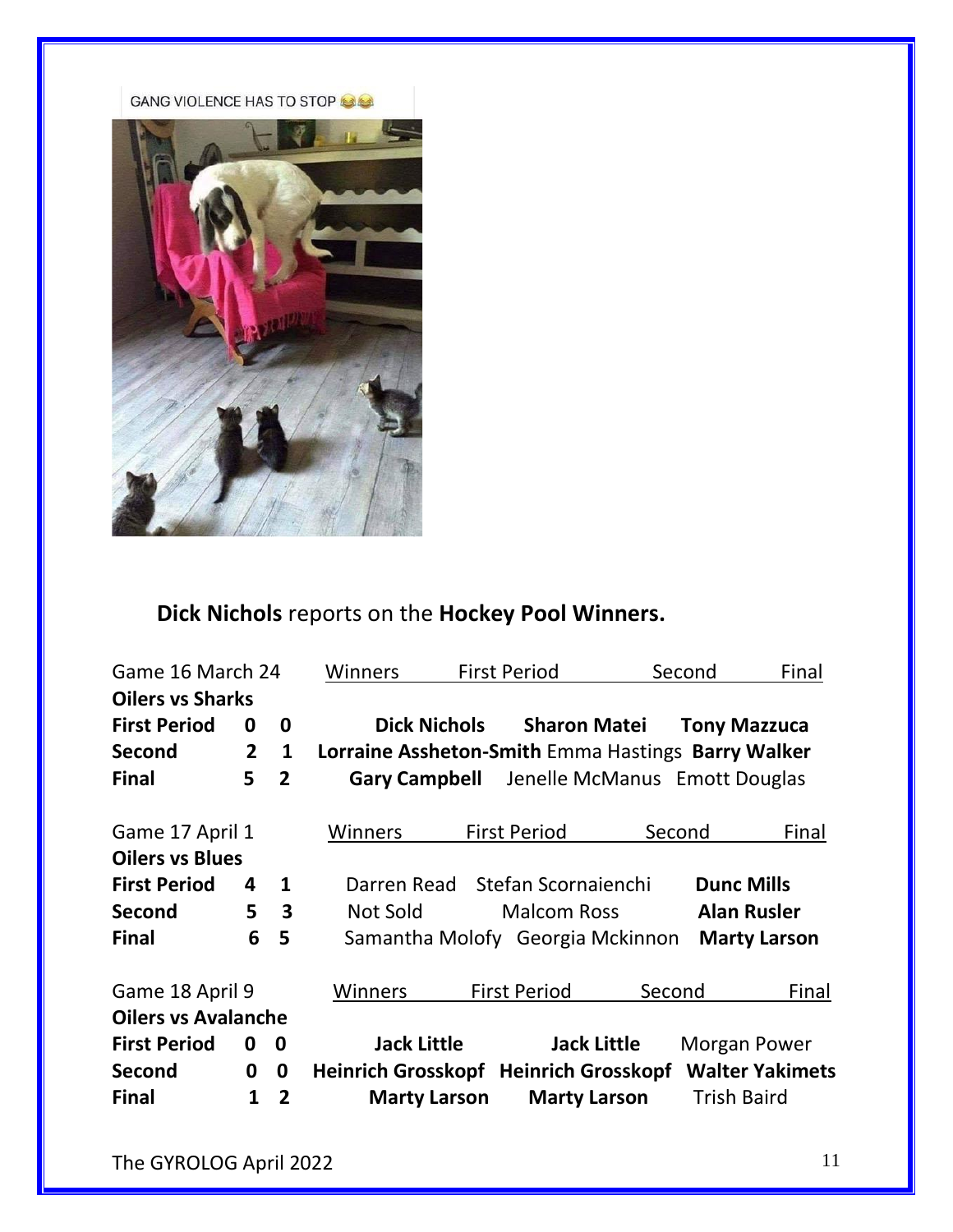GANG VIOLENCE HAS TO STOP 😂😂

**Dick Nichols** reports on the **Hockey Pool Winners.**

| Game 16 March 24 | | | Winners First Period | Second | Final |
|---|---|---|---|---|---|
| **Oilers vs Sharks** | | | | | |
| **First Period** | **0** | **0** | **Dick Nichols** | **Sharon Matei** | **Tony Mazzuca** |
| **Second** | **2** | **1** | **Lorraine Assheton-Smith** | Emma Hastings | **Barry Walker** |
| **Final** | **5** | **2** | **Gary Campbell** | Jenelle McManus | Emott Douglas |

| Game 17 April 1 | | | Winners First Period | Second | Final |
|---|---|---|---|---|---|
| **Oilers vs Blues** | | | | | |
| **First Period** | **4** | **1** | Darren Read | Stefan Scornaienchi | **Dunc Mills** |
| **Second** | **5** | **3** | Not Sold | Malcom Ross | **Alan Rusler** |
| **Final** | **6** | **5** | Samantha Molofy | Georgia Mckinnon | **Marty Larson** |

| Game 18 April 9 | | | Winners First Period | Second | Final |
|---|---|---|---|---|---|
| **Oilers vs Avalanche** | | | | | |
| **First Period** | **0** | **0** | **Jack Little** | **Jack Little** | Morgan Power |
| **Second** | **0** | **0** | **Heinrich Grosskopf** | **Heinrich Grosskopf** | **Walter Yakimets** |
| **Final** | **1** | **2** | **Marty Larson** | **Marty Larson** | Trish Baird |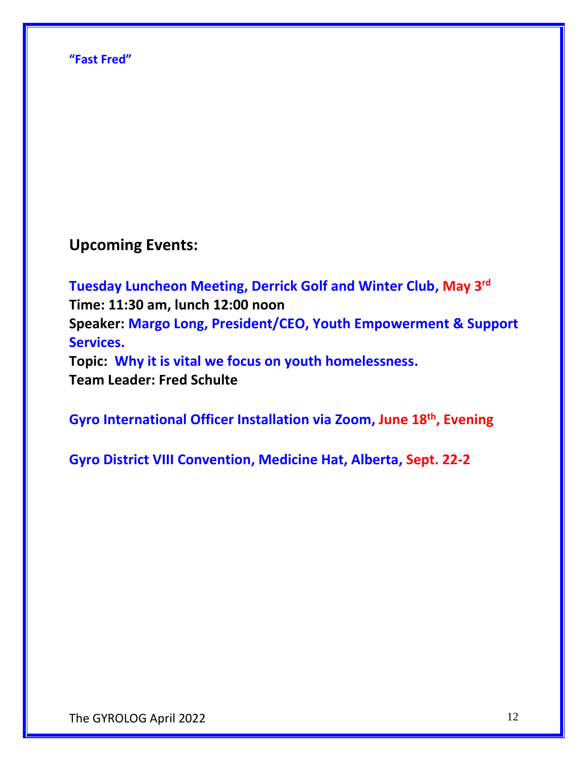**"Fast Fred"**

## Upcoming Events:

**Tuesday Luncheon Meeting, Derrick Golf and Winter Club, May 3rd**
**Time: 11:30 am, lunch 12:00 noon**
**Speaker: Margo Long, President/CEO, Youth Empowerment & Support Services.**
**Topic: Why it is vital we focus on youth homelessness.**
**Team Leader: Fred Schulte**

**Gyro International Officer Installation via Zoom, June 18th, Evening**

**Gyro District VIII Convention, Medicine Hat, Alberta, Sept. 22-2**